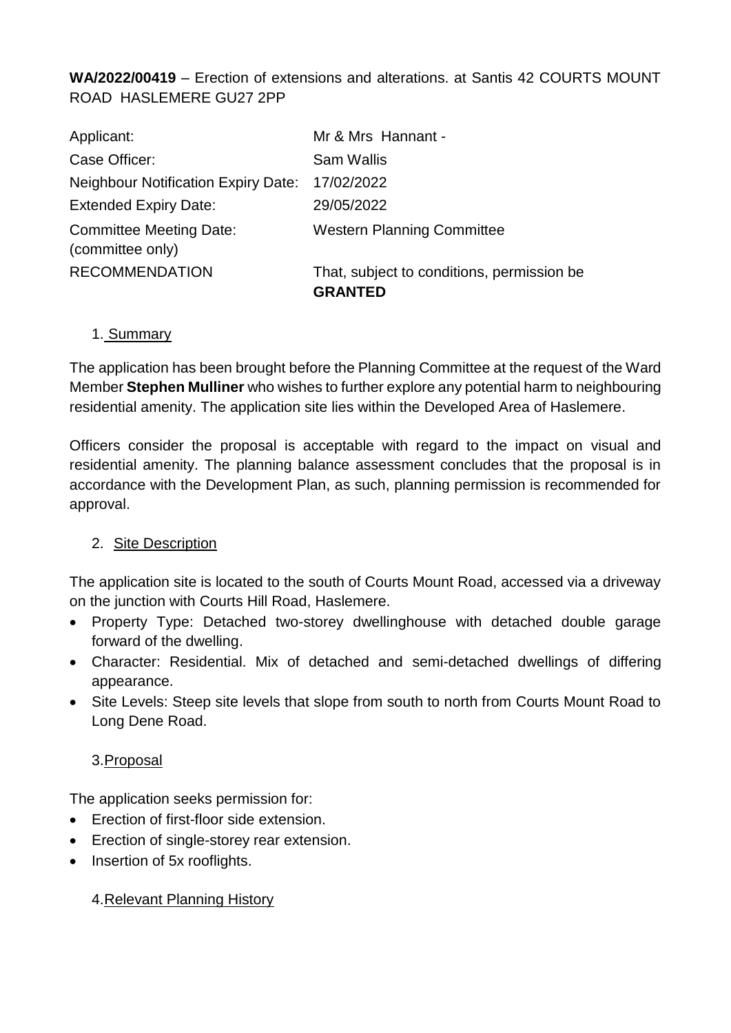**WA/2022/00419** – Erection of extensions and alterations. at Santis 42 COURTS MOUNT ROAD HASLEMERE GU27 2PP

| | |
|---|---|
| Applicant: | Mr & Mrs Hannant - |
| Case Officer: | Sam Wallis |
| Neighbour Notification Expiry Date: | 17/02/2022 |
| Extended Expiry Date: | 29/05/2022 |
| Committee Meeting Date: (committee only) | Western Planning Committee |
| RECOMMENDATION | That, subject to conditions, permission be **GRANTED** |

## 1. Summary

The application has been brought before the Planning Committee at the request of the Ward Member **Stephen Mulliner** who wishes to further explore any potential harm to neighbouring residential amenity. The application site lies within the Developed Area of Haslemere.

Officers consider the proposal is acceptable with regard to the impact on visual and residential amenity. The planning balance assessment concludes that the proposal is in accordance with the Development Plan, as such, planning permission is recommended for approval.

## 2. Site Description

The application site is located to the south of Courts Mount Road, accessed via a driveway on the junction with Courts Hill Road, Haslemere.

- Property Type: Detached two-storey dwellinghouse with detached double garage forward of the dwelling.
- Character: Residential. Mix of detached and semi-detached dwellings of differing appearance.
- Site Levels: Steep site levels that slope from south to north from Courts Mount Road to Long Dene Road.

## 3. Proposal

The application seeks permission for:

- Erection of first-floor side extension.
- Erection of single-storey rear extension.
- Insertion of 5x rooflights.

## 4. Relevant Planning History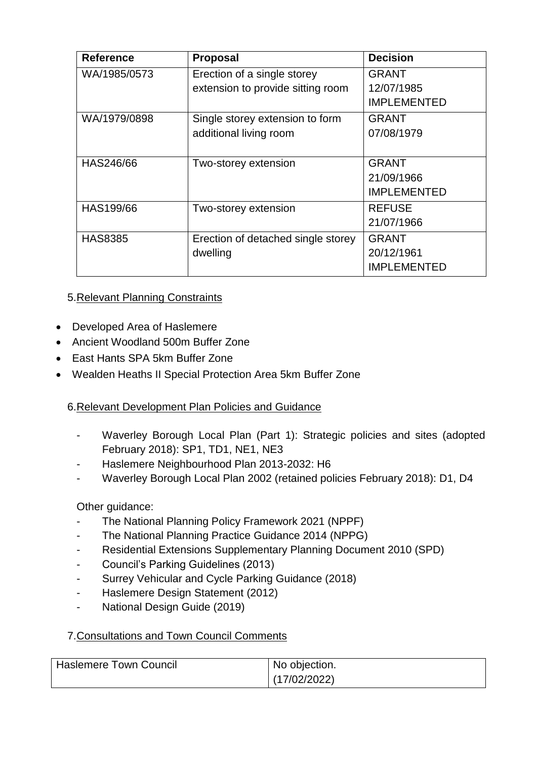| Reference | Proposal | Decision |
|---|---|---|
| WA/1985/0573 | Erection of a single storey extension to provide sitting room | GRANT 12/07/1985 IMPLEMENTED |
| WA/1979/0898 | Single storey extension to form additional living room | GRANT 07/08/1979 |
| HAS246/66 | Two-storey extension | GRANT 21/09/1966 IMPLEMENTED |
| HAS199/66 | Two-storey extension | REFUSE 21/07/1966 |
| HAS8385 | Erection of detached single storey dwelling | GRANT 20/12/1961 IMPLEMENTED |

## 5. Relevant Planning Constraints

- Developed Area of Haslemere
- Ancient Woodland 500m Buffer Zone
- East Hants SPA 5km Buffer Zone
- Wealden Heaths II Special Protection Area 5km Buffer Zone

## 6. Relevant Development Plan Policies and Guidance

- Waverley Borough Local Plan (Part 1): Strategic policies and sites (adopted February 2018): SP1, TD1, NE1, NE3
- Haslemere Neighbourhood Plan 2013-2032: H6
- Waverley Borough Local Plan 2002 (retained policies February 2018): D1, D4

Other guidance:

- The National Planning Policy Framework 2021 (NPPF)
- The National Planning Practice Guidance 2014 (NPPG)
- Residential Extensions Supplementary Planning Document 2010 (SPD)
- Council's Parking Guidelines (2013)
- Surrey Vehicular and Cycle Parking Guidance (2018)
- Haslemere Design Statement (2012)
- National Design Guide (2019)

## 7. Consultations and Town Council Comments

| | |
|---|---|
| Haslemere Town Council | No objection. (17/02/2022) |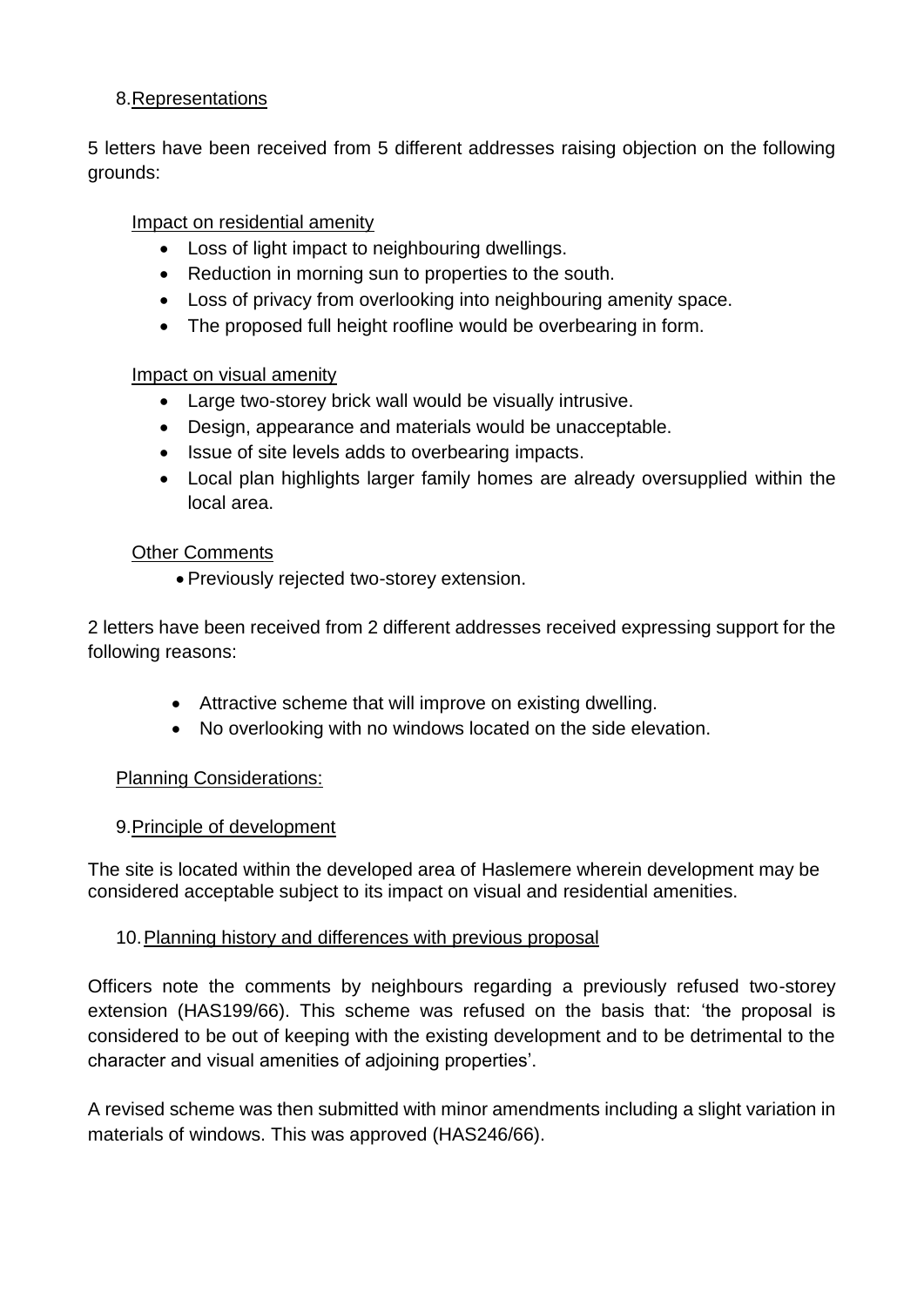## 8. Representations

5 letters have been received from 5 different addresses raising objection on the following grounds:

Impact on residential amenity

- Loss of light impact to neighbouring dwellings.
- Reduction in morning sun to properties to the south.
- Loss of privacy from overlooking into neighbouring amenity space.
- The proposed full height roofline would be overbearing in form.

Impact on visual amenity

- Large two-storey brick wall would be visually intrusive.
- Design, appearance and materials would be unacceptable.
- Issue of site levels adds to overbearing impacts.
- Local plan highlights larger family homes are already oversupplied within the local area.

Other Comments

- Previously rejected two-storey extension.

2 letters have been received from 2 different addresses received expressing support for the following reasons:

- Attractive scheme that will improve on existing dwelling.
- No overlooking with no windows located on the side elevation.

## Planning Considerations:

## 9. Principle of development

The site is located within the developed area of Haslemere wherein development may be considered acceptable subject to its impact on visual and residential amenities.

## 10. Planning history and differences with previous proposal

Officers note the comments by neighbours regarding a previously refused two-storey extension (HAS199/66). This scheme was refused on the basis that: 'the proposal is considered to be out of keeping with the existing development and to be detrimental to the character and visual amenities of adjoining properties'.

A revised scheme was then submitted with minor amendments including a slight variation in materials of windows. This was approved (HAS246/66).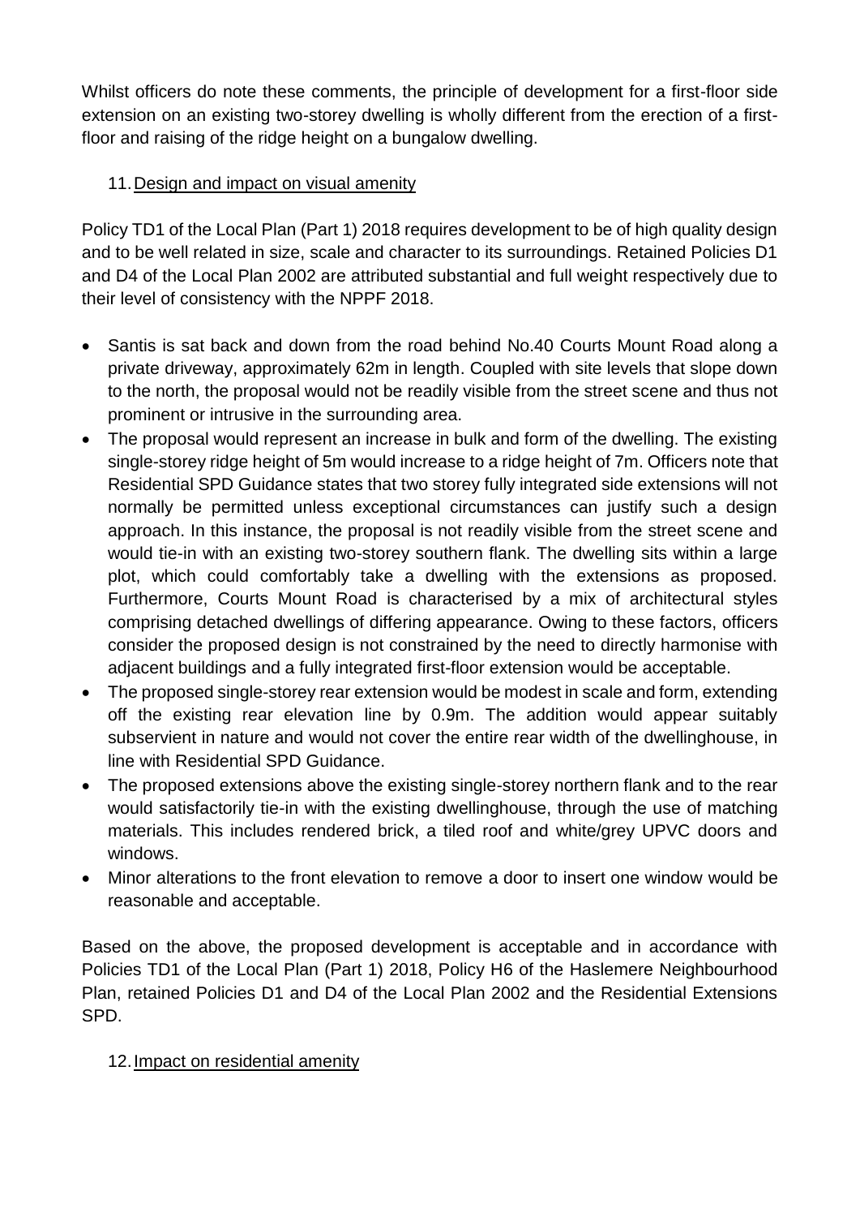Whilst officers do note these comments, the principle of development for a first-floor side extension on an existing two-storey dwelling is wholly different from the erection of a first-floor and raising of the ridge height on a bungalow dwelling.

## 11. Design and impact on visual amenity

Policy TD1 of the Local Plan (Part 1) 2018 requires development to be of high quality design and to be well related in size, scale and character to its surroundings. Retained Policies D1 and D4 of the Local Plan 2002 are attributed substantial and full weight respectively due to their level of consistency with the NPPF 2018.

- Santis is sat back and down from the road behind No.40 Courts Mount Road along a private driveway, approximately 62m in length. Coupled with site levels that slope down to the north, the proposal would not be readily visible from the street scene and thus not prominent or intrusive in the surrounding area.
- The proposal would represent an increase in bulk and form of the dwelling. The existing single-storey ridge height of 5m would increase to a ridge height of 7m. Officers note that Residential SPD Guidance states that two storey fully integrated side extensions will not normally be permitted unless exceptional circumstances can justify such a design approach. In this instance, the proposal is not readily visible from the street scene and would tie-in with an existing two-storey southern flank. The dwelling sits within a large plot, which could comfortably take a dwelling with the extensions as proposed. Furthermore, Courts Mount Road is characterised by a mix of architectural styles comprising detached dwellings of differing appearance. Owing to these factors, officers consider the proposed design is not constrained by the need to directly harmonise with adjacent buildings and a fully integrated first-floor extension would be acceptable.
- The proposed single-storey rear extension would be modest in scale and form, extending off the existing rear elevation line by 0.9m. The addition would appear suitably subservient in nature and would not cover the entire rear width of the dwellinghouse, in line with Residential SPD Guidance.
- The proposed extensions above the existing single-storey northern flank and to the rear would satisfactorily tie-in with the existing dwellinghouse, through the use of matching materials. This includes rendered brick, a tiled roof and white/grey UPVC doors and windows.
- Minor alterations to the front elevation to remove a door to insert one window would be reasonable and acceptable.

Based on the above, the proposed development is acceptable and in accordance with Policies TD1 of the Local Plan (Part 1) 2018, Policy H6 of the Haslemere Neighbourhood Plan, retained Policies D1 and D4 of the Local Plan 2002 and the Residential Extensions SPD.

## 12. Impact on residential amenity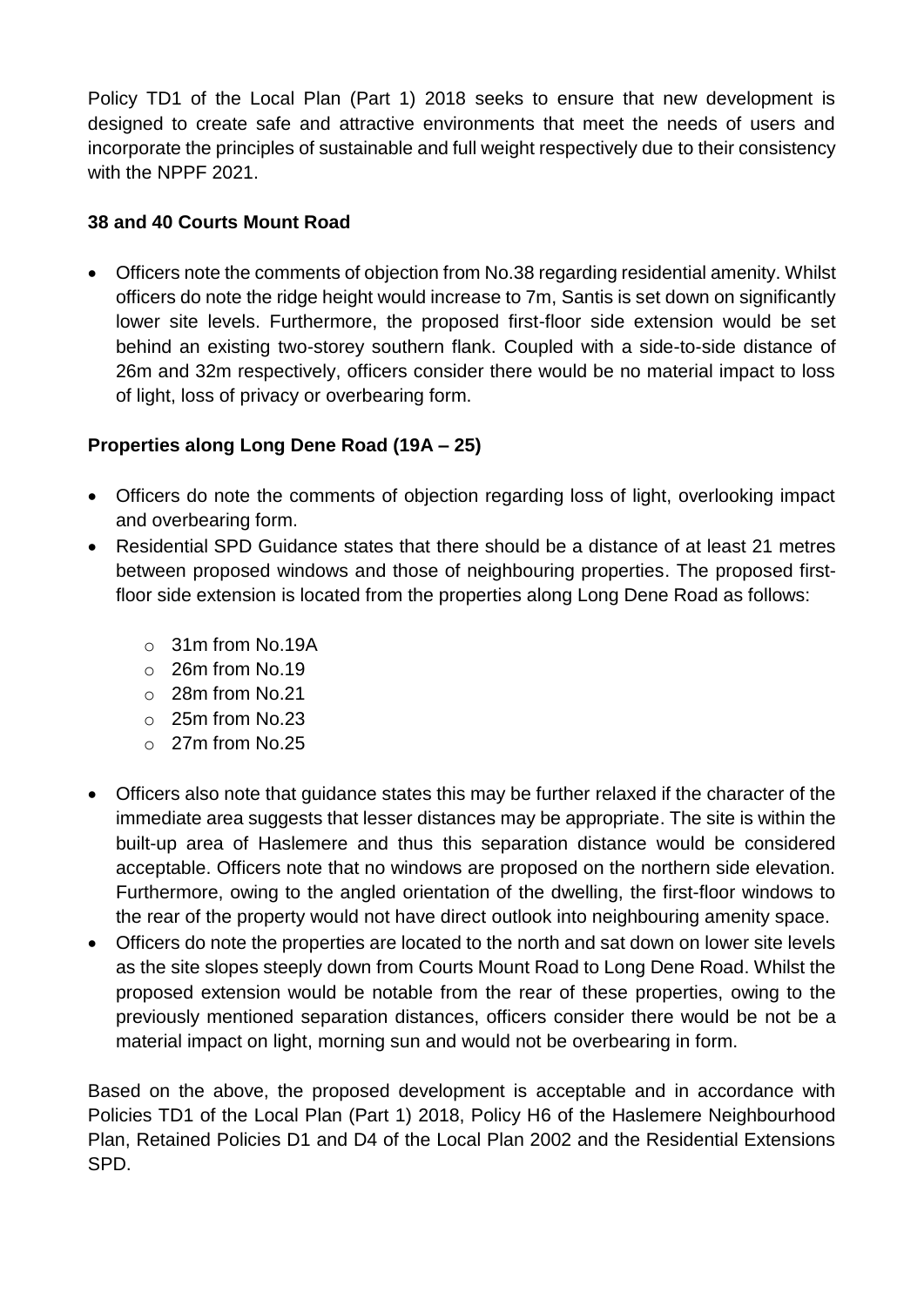Policy TD1 of the Local Plan (Part 1) 2018 seeks to ensure that new development is designed to create safe and attractive environments that meet the needs of users and incorporate the principles of sustainable and full weight respectively due to their consistency with the NPPF 2021.

**38 and 40 Courts Mount Road**

- Officers note the comments of objection from No.38 regarding residential amenity. Whilst officers do note the ridge height would increase to 7m, Santis is set down on significantly lower site levels. Furthermore, the proposed first-floor side extension would be set behind an existing two-storey southern flank. Coupled with a side-to-side distance of 26m and 32m respectively, officers consider there would be no material impact to loss of light, loss of privacy or overbearing form.

**Properties along Long Dene Road (19A – 25)**

- Officers do note the comments of objection regarding loss of light, overlooking impact and overbearing form.
- Residential SPD Guidance states that there should be a distance of at least 21 metres between proposed windows and those of neighbouring properties. The proposed first-floor side extension is located from the properties along Long Dene Road as follows:
  - 31m from No.19A
  - 26m from No.19
  - 28m from No.21
  - 25m from No.23
  - 27m from No.25
- Officers also note that guidance states this may be further relaxed if the character of the immediate area suggests that lesser distances may be appropriate. The site is within the built-up area of Haslemere and thus this separation distance would be considered acceptable. Officers note that no windows are proposed on the northern side elevation. Furthermore, owing to the angled orientation of the dwelling, the first-floor windows to the rear of the property would not have direct outlook into neighbouring amenity space.
- Officers do note the properties are located to the north and sat down on lower site levels as the site slopes steeply down from Courts Mount Road to Long Dene Road. Whilst the proposed extension would be notable from the rear of these properties, owing to the previously mentioned separation distances, officers consider there would be not be a material impact on light, morning sun and would not be overbearing in form.

Based on the above, the proposed development is acceptable and in accordance with Policies TD1 of the Local Plan (Part 1) 2018, Policy H6 of the Haslemere Neighbourhood Plan, Retained Policies D1 and D4 of the Local Plan 2002 and the Residential Extensions SPD.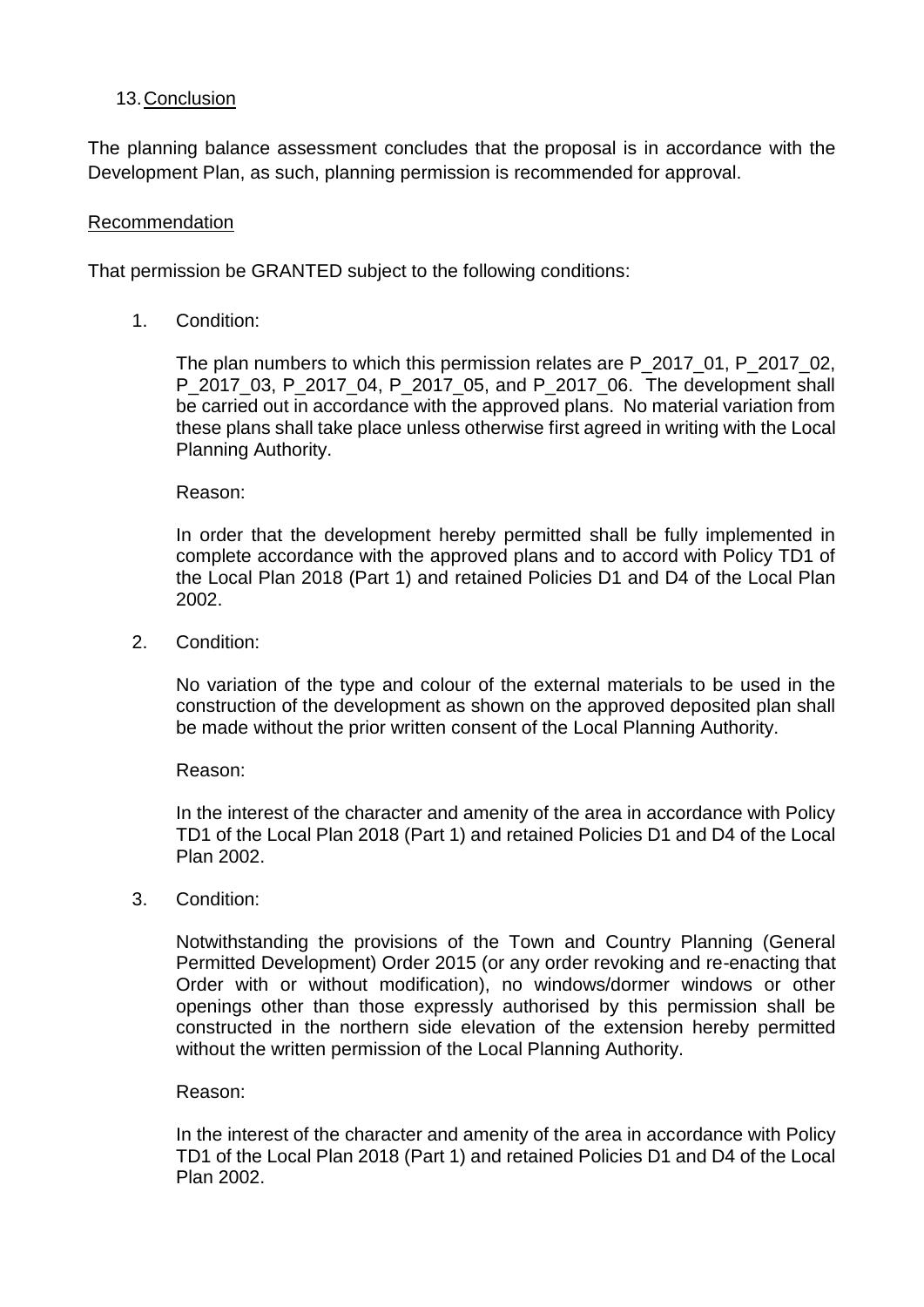## 13. Conclusion

The planning balance assessment concludes that the proposal is in accordance with the Development Plan, as such, planning permission is recommended for approval.

### Recommendation

That permission be GRANTED subject to the following conditions:

1. Condition:

   The plan numbers to which this permission relates are P_2017_01, P_2017_02, P_2017_03, P_2017_04, P_2017_05, and P_2017_06. The development shall be carried out in accordance with the approved plans. No material variation from these plans shall take place unless otherwise first agreed in writing with the Local Planning Authority.

   Reason:

   In order that the development hereby permitted shall be fully implemented in complete accordance with the approved plans and to accord with Policy TD1 of the Local Plan 2018 (Part 1) and retained Policies D1 and D4 of the Local Plan 2002.

2. Condition:

   No variation of the type and colour of the external materials to be used in the construction of the development as shown on the approved deposited plan shall be made without the prior written consent of the Local Planning Authority.

   Reason:

   In the interest of the character and amenity of the area in accordance with Policy TD1 of the Local Plan 2018 (Part 1) and retained Policies D1 and D4 of the Local Plan 2002.

3. Condition:

   Notwithstanding the provisions of the Town and Country Planning (General Permitted Development) Order 2015 (or any order revoking and re-enacting that Order with or without modification), no windows/dormer windows or other openings other than those expressly authorised by this permission shall be constructed in the northern side elevation of the extension hereby permitted without the written permission of the Local Planning Authority.

   Reason:

   In the interest of the character and amenity of the area in accordance with Policy TD1 of the Local Plan 2018 (Part 1) and retained Policies D1 and D4 of the Local Plan 2002.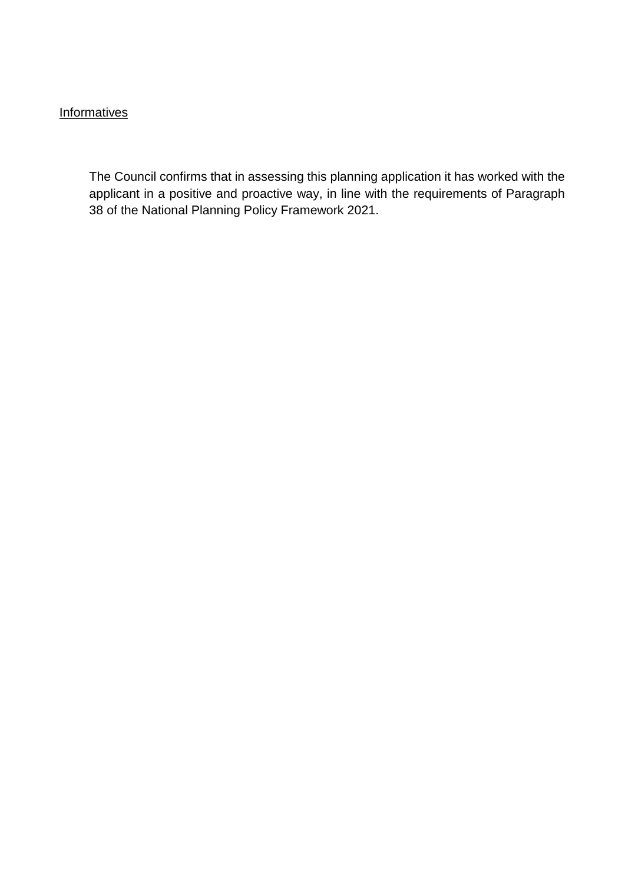<u>Informatives</u>

The Council confirms that in assessing this planning application it has worked with the applicant in a positive and proactive way, in line with the requirements of Paragraph 38 of the National Planning Policy Framework 2021.